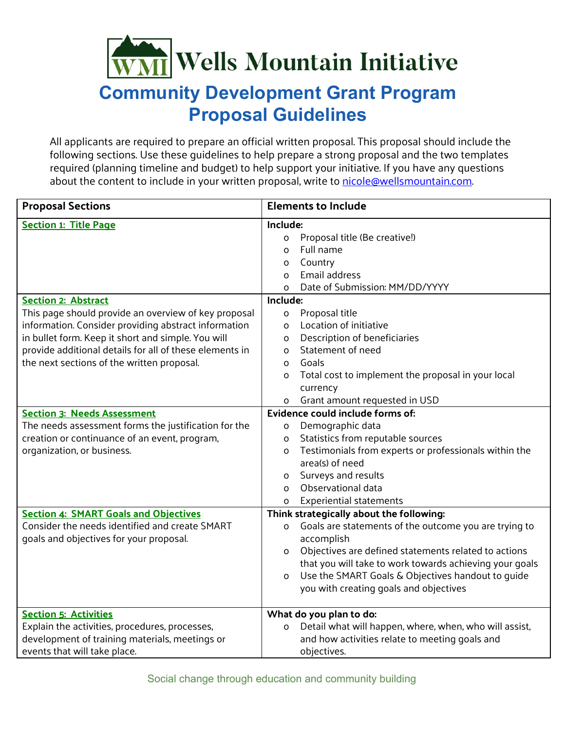# Wells Mountain Initiative

## Community Development Grant Program Proposal Guidelines

All applicants are required to prepare an official written proposal. This proposal should include the following sections. Use these guidelines to help prepare a strong proposal and the two templates required (planning timeline and budget) to help support your initiative. If you have any questions about the content to include in your written proposal, write to nicole@wellsmountain.com.

| Proposal Sections | Elements to Include |
|---|---|
| **Section 1: Title Page** | **Include:**<br>o Proposal title (Be creative!)<br>o Full name<br>o Country<br>o Email address<br>o Date of Submission: MM/DD/YYYY |
| **Section 2: Abstract**<br>This page should provide an overview of key proposal information. Consider providing abstract information in bullet form. Keep it short and simple. You will provide additional details for all of these elements in the next sections of the written proposal. | **Include:**<br>o Proposal title<br>o Location of initiative<br>o Description of beneficiaries<br>o Statement of need<br>o Goals<br>o Total cost to implement the proposal in your local currency<br>o Grant amount requested in USD |
| **Section 3: Needs Assessment**<br>The needs assessment forms the justification for the creation or continuance of an event, program, organization, or business. | **Evidence could include forms of:**<br>o Demographic data<br>o Statistics from reputable sources<br>o Testimonials from experts or professionals within the area(s) of need<br>o Surveys and results<br>o Observational data<br>o Experiential statements |
| **Section 4: SMART Goals and Objectives**<br>Consider the needs identified and create SMART goals and objectives for your proposal. | **Think strategically about the following:**<br>o Goals are statements of the outcome you are trying to accomplish<br>o Objectives are defined statements related to actions that you will take to work towards achieving your goals<br>o Use the SMART Goals & Objectives handout to guide you with creating goals and objectives |
| **Section 5: Activities**<br>Explain the activities, procedures, processes, development of training materials, meetings or events that will take place. | **What do you plan to do:**<br>o Detail what will happen, where, when, who will assist, and how activities relate to meeting goals and objectives. |

Social change through education and community building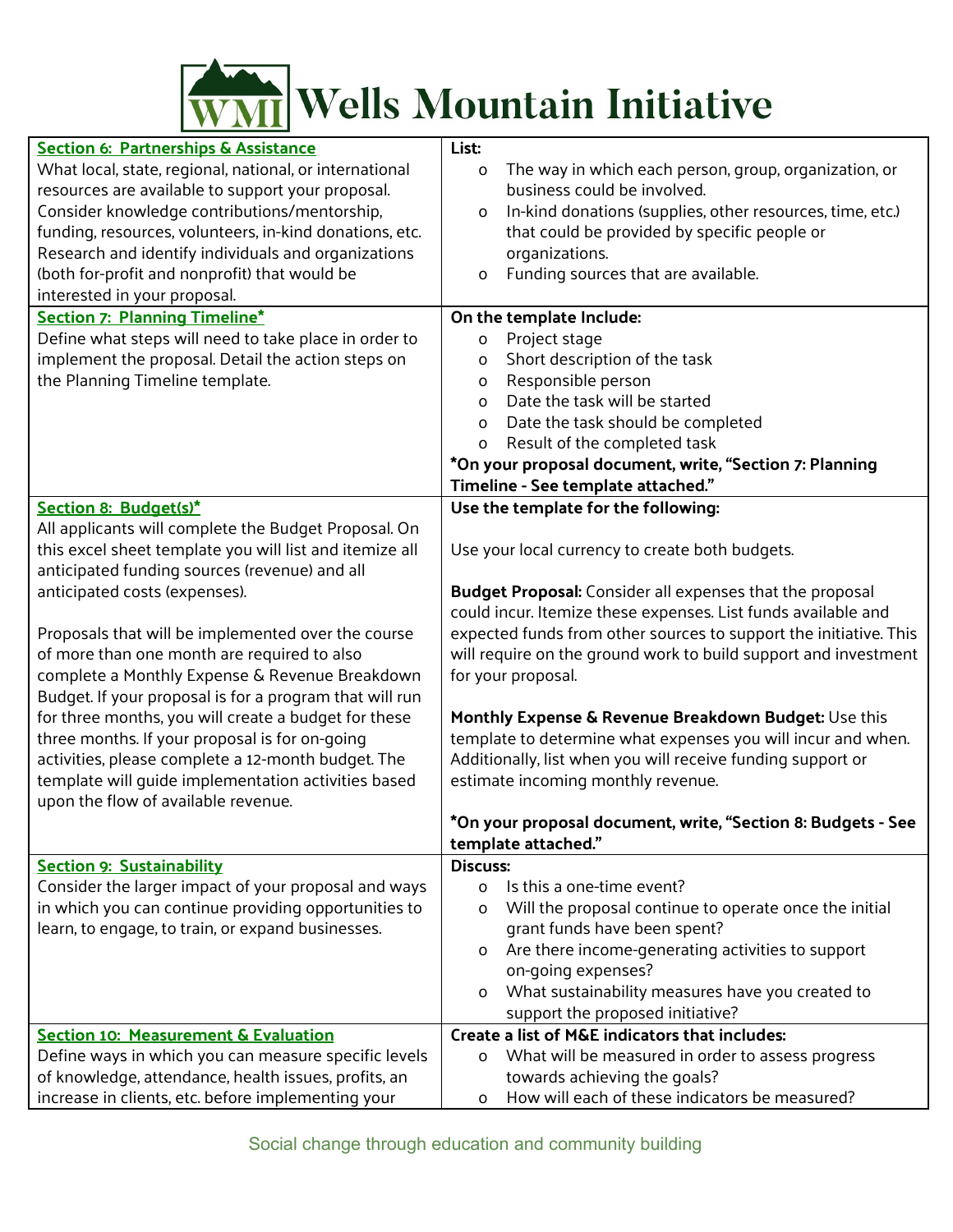| Section 6: Partnerships & Assistance | List: |
|---|---|
| What local, state, regional, national, or international resources are available to support your proposal. Consider knowledge contributions/mentorship, funding, resources, volunteers, in-kind donations, etc. Research and identify individuals and organizations (both for-profit and nonprofit) that would be interested in your proposal. | o The way in which each person, group, organization, or business could be involved.<br>o In-kind donations (supplies, other resources, time, etc.) that could be provided by specific people or organizations.<br>o Funding sources that are available. |
| **Section 7: Planning Timeline*** <br>Define what steps will need to take place in order to implement the proposal. Detail the action steps on the Planning Timeline template. | **On the template Include:**<br>o Project stage<br>o Short description of the task<br>o Responsible person<br>o Date the task will be started<br>o Date the task should be completed<br>o Result of the completed task<br>***On your proposal document, write, "Section 7: Planning Timeline - See template attached."** |
| **Section 8: Budget(s)*** <br>All applicants will complete the Budget Proposal. On this excel sheet template you will list and itemize all anticipated funding sources (revenue) and all anticipated costs (expenses).<br><br>Proposals that will be implemented over the course of more than one month are required to also complete a Monthly Expense & Revenue Breakdown Budget. If your proposal is for a program that will run for three months, you will create a budget for these three months. If your proposal is for on-going activities, please complete a 12-month budget. The template will guide implementation activities based upon the flow of available revenue. | **Use the template for the following:**<br><br>Use your local currency to create both budgets.<br><br>**Budget Proposal:** Consider all expenses that the proposal could incur. Itemize these expenses. List funds available and expected funds from other sources to support the initiative. This will require on the ground work to build support and investment for your proposal.<br><br>**Monthly Expense & Revenue Breakdown Budget:** Use this template to determine what expenses you will incur and when. Additionally, list when you will receive funding support or estimate incoming monthly revenue.<br><br>***On your proposal document, write, "Section 8: Budgets - See template attached."** |
| **Section 9: Sustainability** <br>Consider the larger impact of your proposal and ways in which you can continue providing opportunities to learn, to engage, to train, or expand businesses. | **Discuss:**<br>o Is this a one-time event?<br>o Will the proposal continue to operate once the initial grant funds have been spent?<br>o Are there income-generating activities to support on-going expenses?<br>o What sustainability measures have you created to support the proposed initiative? |
| **Section 10: Measurement & Evaluation** <br>Define ways in which you can measure specific levels of knowledge, attendance, health issues, profits, an increase in clients, etc. before implementing your | **Create a list of M&E indicators that includes:**<br>o What will be measured in order to assess progress towards achieving the goals?<br>o How will each of these indicators be measured? |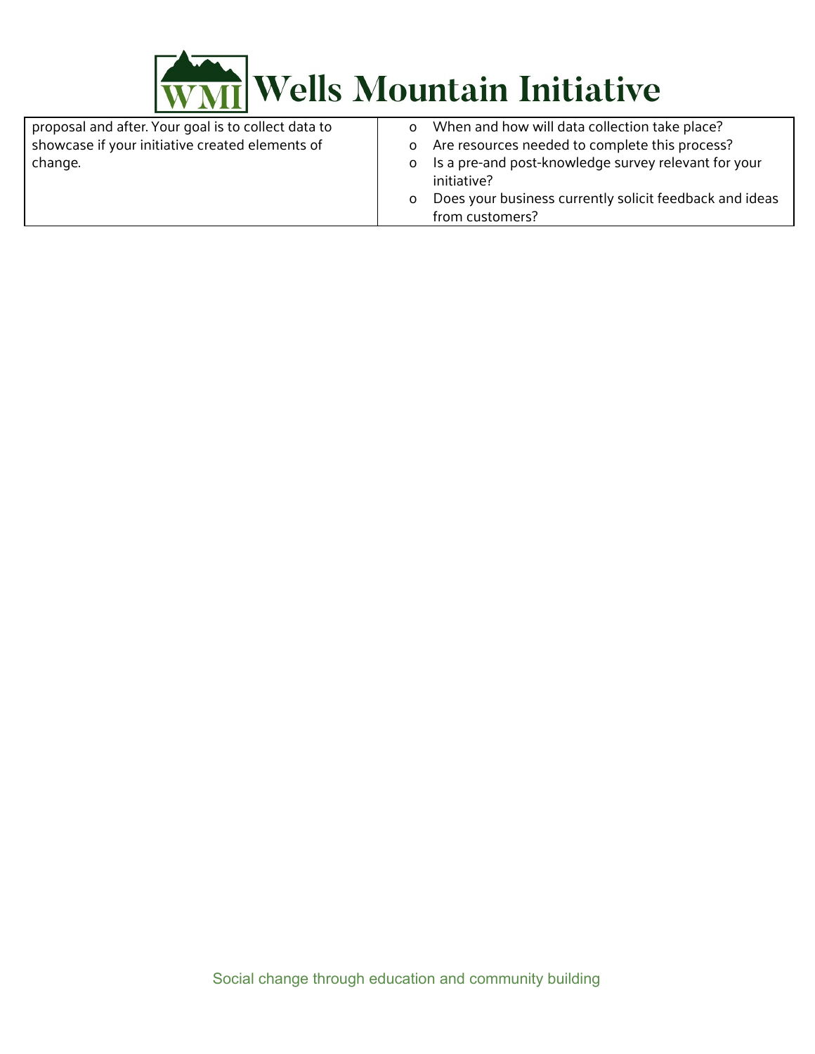| | |
|---|---|
| proposal and after. Your goal is to collect data to showcase if your initiative created elements of change. | o When and how will data collection take place?<br>o Are resources needed to complete this process?<br>o Is a pre-and post-knowledge survey relevant for your initiative?<br>o Does your business currently solicit feedback and ideas from customers? |